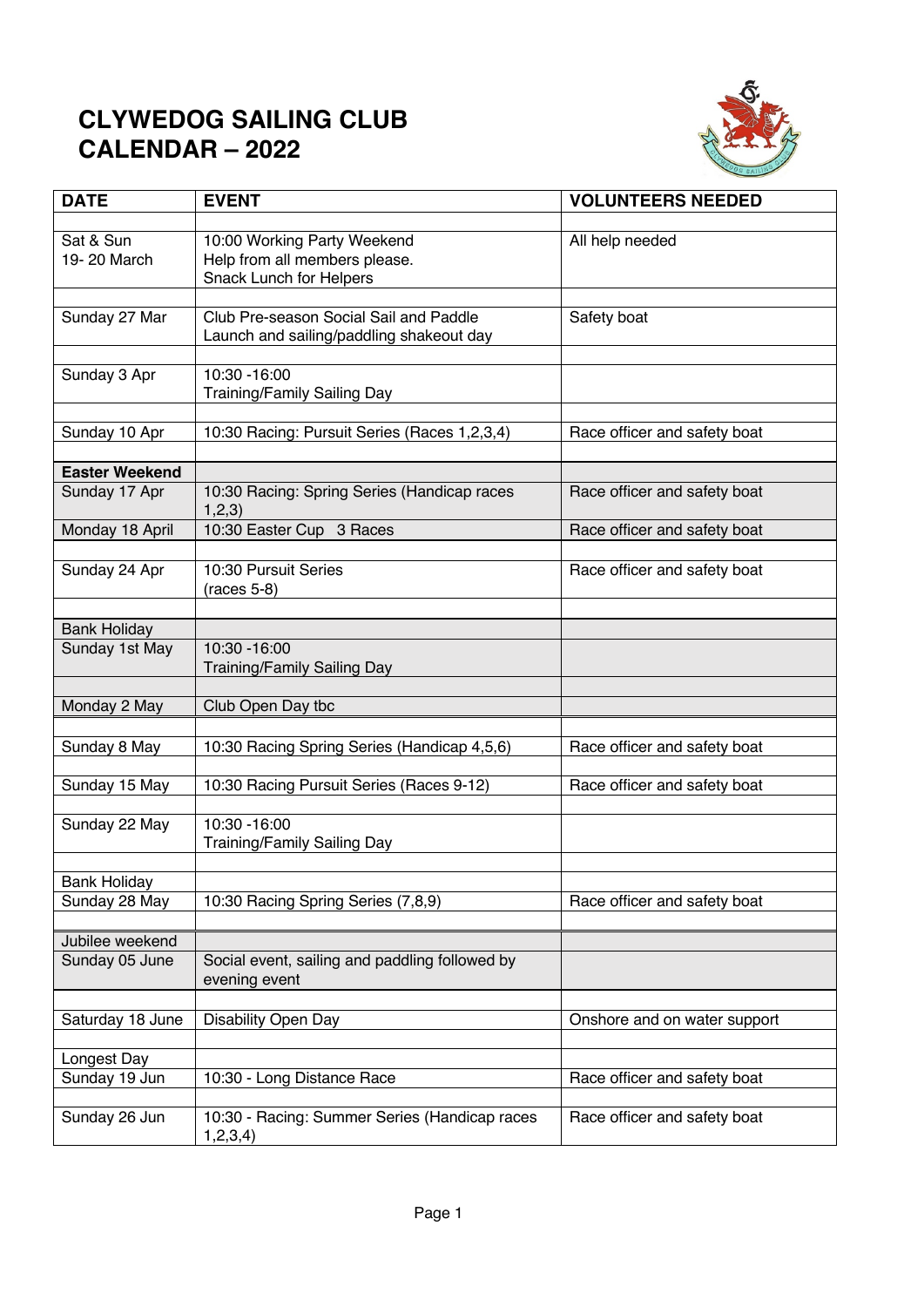# CLYWEDOG SAILING CLUB
# CALENDAR – 2022

| DATE | EVENT | VOLUNTEERS NEEDED |
|---|---|---|
| | | |
| Sat & Sun 19- 20 March | 10:00 Working Party Weekend<br>Help from all members please.<br>Snack Lunch for Helpers | All help needed |
| | | |
| Sunday 27 Mar | Club Pre-season Social Sail and Paddle<br>Launch and sailing/paddling shakeout day | Safety boat |
| | | |
| Sunday 3 Apr | 10:30 -16:00<br>Training/Family Sailing Day | |
| | | |
| Sunday 10 Apr | 10:30 Racing: Pursuit Series (Races 1,2,3,4) | Race officer and safety boat |
| | | |
| **Easter Weekend** | | |
| Sunday 17 Apr | 10:30 Racing: Spring Series (Handicap races 1,2,3) | Race officer and safety boat |
| Monday 18 April | 10:30 Easter Cup 3 Races | Race officer and safety boat |
| | | |
| Sunday 24 Apr | 10:30 Pursuit Series<br>(races 5-8) | Race officer and safety boat |
| | | |
| Bank Holiday | | |
| Sunday 1st May | 10:30 -16:00<br>Training/Family Sailing Day | |
| | | |
| Monday 2 May | Club Open Day tbc | |
| | | |
| Sunday 8 May | 10:30 Racing Spring Series (Handicap 4,5,6) | Race officer and safety boat |
| | | |
| Sunday 15 May | 10:30 Racing Pursuit Series (Races 9-12) | Race officer and safety boat |
| | | |
| Sunday 22 May | 10:30 -16:00<br>Training/Family Sailing Day | |
| | | |
| Bank Holiday | | |
| Sunday 28 May | 10:30 Racing Spring Series (7,8,9) | Race officer and safety boat |
| | | |
| Jubilee weekend | | |
| Sunday 05 June | Social event, sailing and paddling followed by evening event | |
| | | |
| Saturday 18 June | Disability Open Day | Onshore and on water support |
| | | |
| Longest Day | | |
| Sunday 19 Jun | 10:30 - Long Distance Race | Race officer and safety boat |
| | | |
| Sunday 26 Jun | 10:30 - Racing: Summer Series (Handicap races 1,2,3,4) | Race officer and safety boat |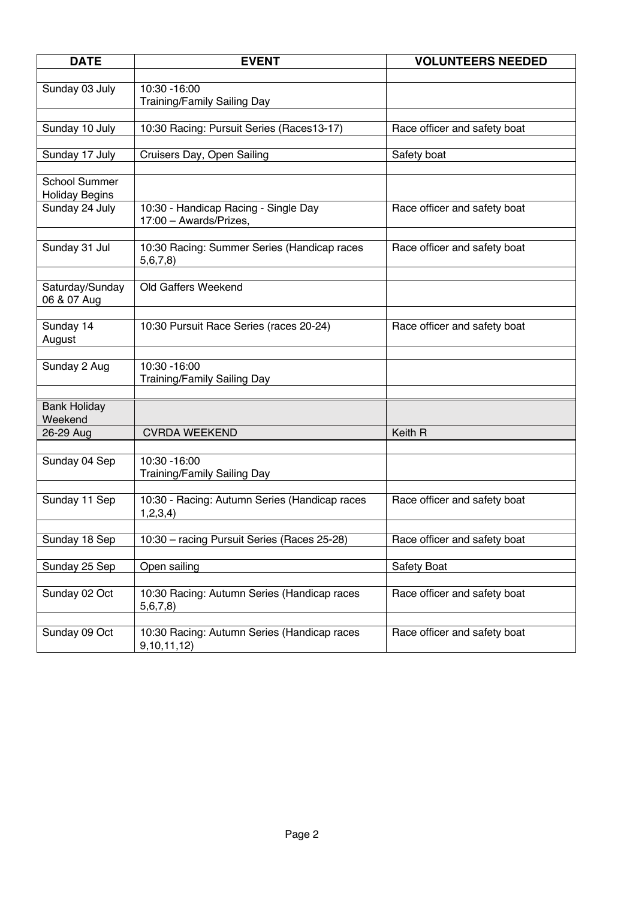| DATE | EVENT | VOLUNTEERS NEEDED |
|---|---|---|
| | | |
| Sunday 03 July | 10:30 -16:00 Training/Family Sailing Day | |
| | | |
| Sunday 10 July | 10:30 Racing: Pursuit Series (Races13-17) | Race officer and safety boat |
| | | |
| Sunday 17 July | Cruisers Day, Open Sailing | Safety boat |
| | | |
| School Summer Holiday Begins | | |
| Sunday 24 July | 10:30 - Handicap Racing - Single Day 17:00 – Awards/Prizes, | Race officer and safety boat |
| | | |
| Sunday 31 Jul | 10:30 Racing: Summer Series (Handicap races 5,6,7,8) | Race officer and safety boat |
| | | |
| Saturday/Sunday 06 & 07 Aug | Old Gaffers Weekend | |
| | | |
| Sunday 14 August | 10:30 Pursuit Race Series (races 20-24) | Race officer and safety boat |
| | | |
| Sunday 2 Aug | 10:30 -16:00 Training/Family Sailing Day | |
| | | |
| Bank Holiday Weekend | | |
| 26-29 Aug | CVRDA WEEKEND | Keith R |
| | | |
| Sunday 04 Sep | 10:30 -16:00 Training/Family Sailing Day | |
| | | |
| Sunday 11 Sep | 10:30 - Racing: Autumn Series (Handicap races 1,2,3,4) | Race officer and safety boat |
| | | |
| Sunday 18 Sep | 10:30 – racing Pursuit Series (Races 25-28) | Race officer and safety boat |
| | | |
| Sunday 25 Sep | Open sailing | Safety Boat |
| | | |
| Sunday 02 Oct | 10:30 Racing: Autumn Series (Handicap races 5,6,7,8) | Race officer and safety boat |
| | | |
| Sunday 09 Oct | 10:30 Racing: Autumn Series (Handicap races 9,10,11,12) | Race officer and safety boat |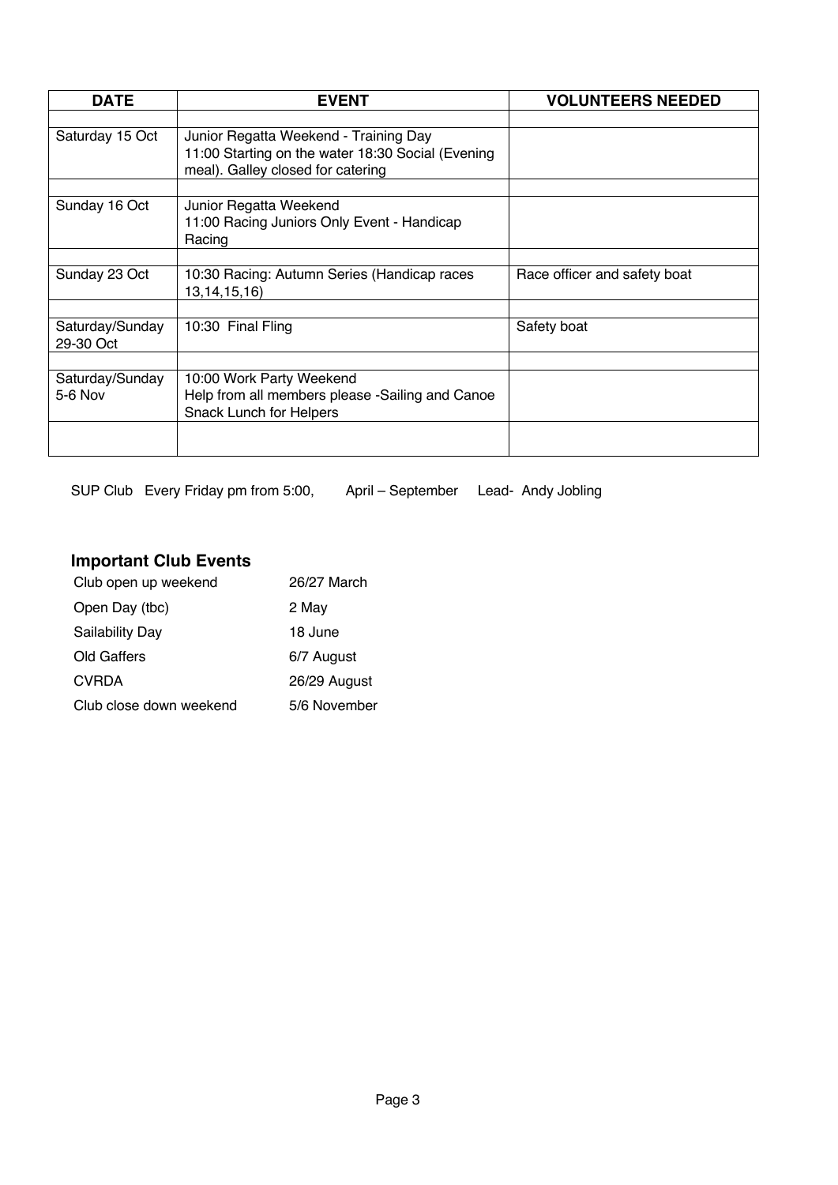| DATE | EVENT | VOLUNTEERS NEEDED |
|---|---|---|
| | | |
| Saturday 15 Oct | Junior Regatta Weekend - Training Day 11:00 Starting on the water 18:30 Social (Evening meal). Galley closed for catering | |
| | | |
| Sunday 16 Oct | Junior Regatta Weekend 11:00 Racing Juniors Only Event - Handicap Racing | |
| | | |
| Sunday 23 Oct | 10:30 Racing: Autumn Series (Handicap races 13,14,15,16) | Race officer and safety boat |
| | | |
| Saturday/Sunday 29-30 Oct | 10:30 Final Fling | Safety boat |
| | | |
| Saturday/Sunday 5-6 Nov | 10:00 Work Party Weekend Help from all members please -Sailing and Canoe Snack Lunch for Helpers | |
| | | |

SUP Club Every Friday pm from 5:00, April – September Lead- Andy Jobling

## Important Club Events

| | |
|---|---|
| Club open up weekend | 26/27 March |
| Open Day (tbc) | 2 May |
| Sailability Day | 18 June |
| Old Gaffers | 6/7 August |
| CVRDA | 26/29 August |
| Club close down weekend | 5/6 November |